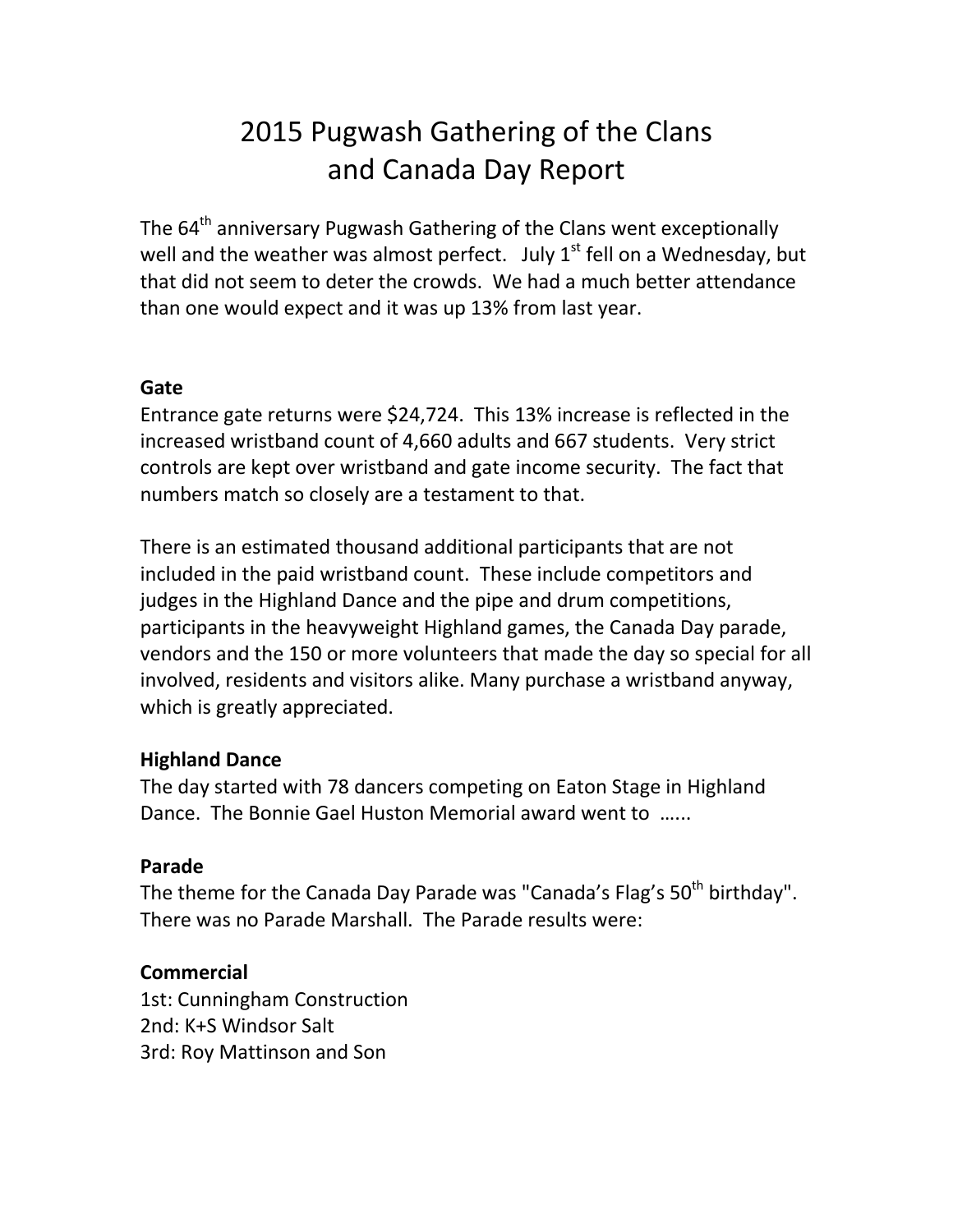# 2015 Pugwash Gathering of the Clans and Canada Day Report

The 64th anniversary Pugwash Gathering of the Clans went exceptionally well and the weather was almost perfect. July 1st fell on a Wednesday, but that did not seem to deter the crowds. We had a much better attendance than one would expect and it was up 13% from last year.

**Gate**

Entrance gate returns were $24,724. This 13% increase is reflected in the increased wristband count of 4,660 adults and 667 students. Very strict controls are kept over wristband and gate income security. The fact that numbers match so closely are a testament to that.

There is an estimated thousand additional participants that are not included in the paid wristband count. These include competitors and judges in the Highland Dance and the pipe and drum competitions, participants in the heavyweight Highland games, the Canada Day parade, vendors and the 150 or more volunteers that made the day so special for all involved, residents and visitors alike. Many purchase a wristband anyway, which is greatly appreciated.

**Highland Dance**

The day started with 78 dancers competing on Eaton Stage in Highland Dance. The Bonnie Gael Huston Memorial award went to …...

**Parade**

The theme for the Canada Day Parade was "Canada's Flag's 50th birthday". There was no Parade Marshall. The Parade results were:

**Commercial**

1st: Cunningham Construction
2nd: K+S Windsor Salt
3rd: Roy Mattinson and Son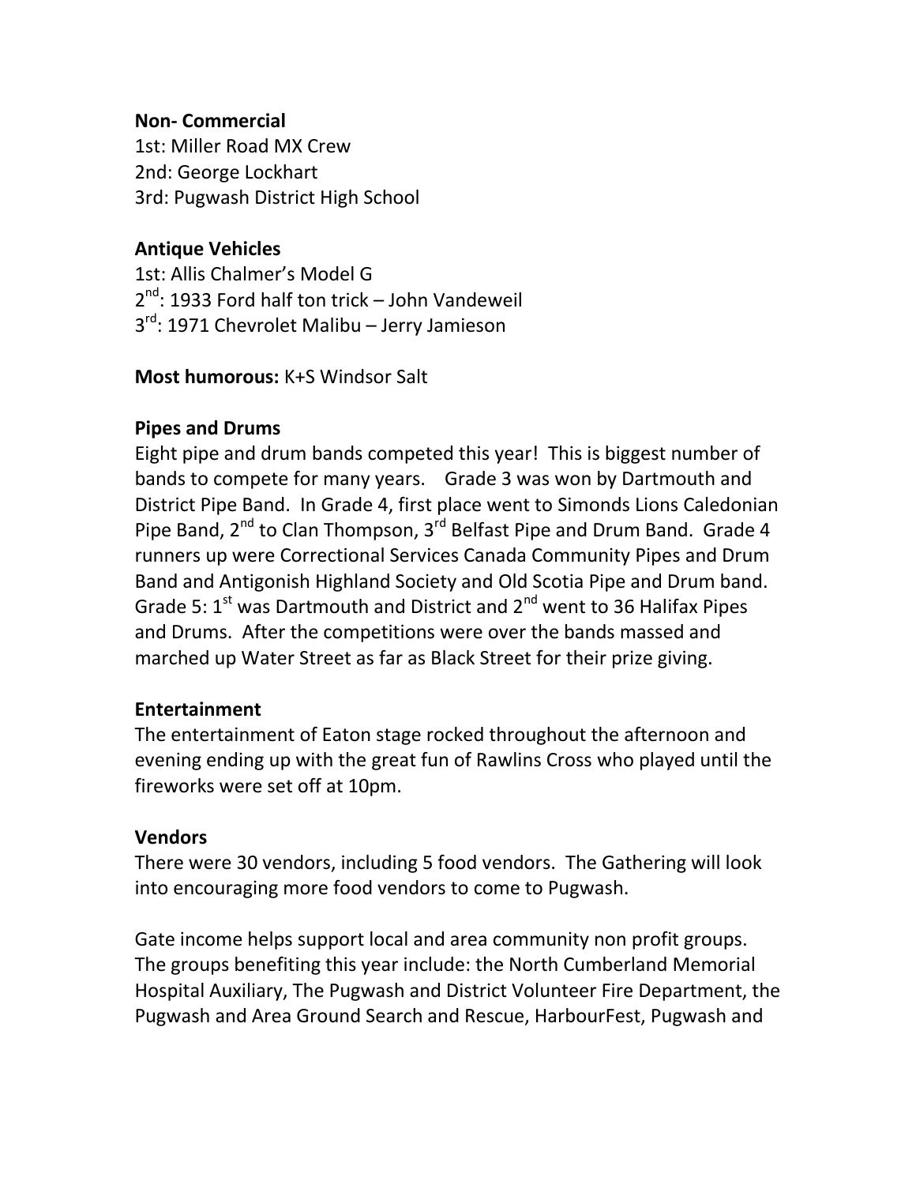**Non- Commercial**
1st: Miller Road MX Crew
2nd: George Lockhart
3rd: Pugwash District High School

**Antique Vehicles**
1st: Allis Chalmer's Model G
2nd: 1933 Ford half ton trick – John Vandeweil
3rd: 1971 Chevrolet Malibu – Jerry Jamieson

**Most humorous:** K+S Windsor Salt

**Pipes and Drums**
Eight pipe and drum bands competed this year! This is biggest number of bands to compete for many years. Grade 3 was won by Dartmouth and District Pipe Band. In Grade 4, first place went to Simonds Lions Caledonian Pipe Band, 2nd to Clan Thompson, 3rd Belfast Pipe and Drum Band. Grade 4 runners up were Correctional Services Canada Community Pipes and Drum Band and Antigonish Highland Society and Old Scotia Pipe and Drum band. Grade 5: 1st was Dartmouth and District and 2nd went to 36 Halifax Pipes and Drums. After the competitions were over the bands massed and marched up Water Street as far as Black Street for their prize giving.

**Entertainment**
The entertainment of Eaton stage rocked throughout the afternoon and evening ending up with the great fun of Rawlins Cross who played until the fireworks were set off at 10pm.

**Vendors**
There were 30 vendors, including 5 food vendors. The Gathering will look into encouraging more food vendors to come to Pugwash.

Gate income helps support local and area community non profit groups. The groups benefiting this year include: the North Cumberland Memorial Hospital Auxiliary, The Pugwash and District Volunteer Fire Department, the Pugwash and Area Ground Search and Rescue, HarbourFest, Pugwash and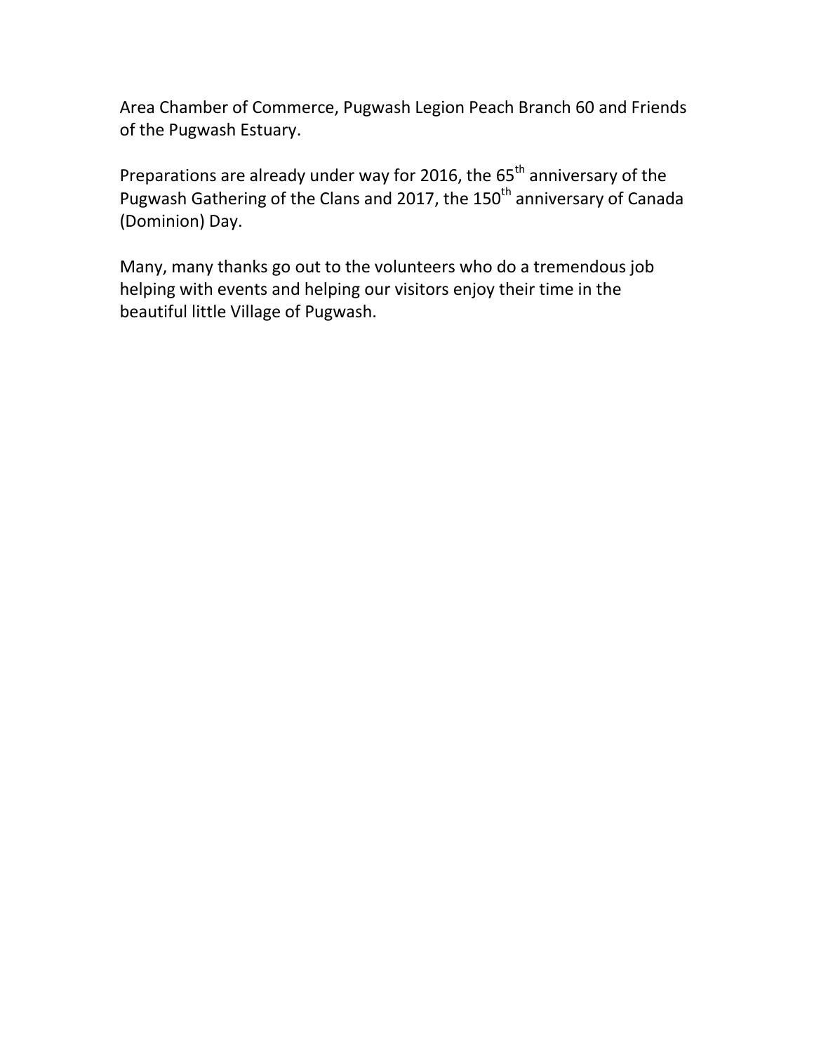Area Chamber of Commerce, Pugwash Legion Peach Branch 60 and Friends of the Pugwash Estuary.

Preparations are already under way for 2016, the 65$^{th}$ anniversary of the Pugwash Gathering of the Clans and 2017, the 150$^{th}$ anniversary of Canada (Dominion) Day.

Many, many thanks go out to the volunteers who do a tremendous job helping with events and helping our visitors enjoy their time in the beautiful little Village of Pugwash.